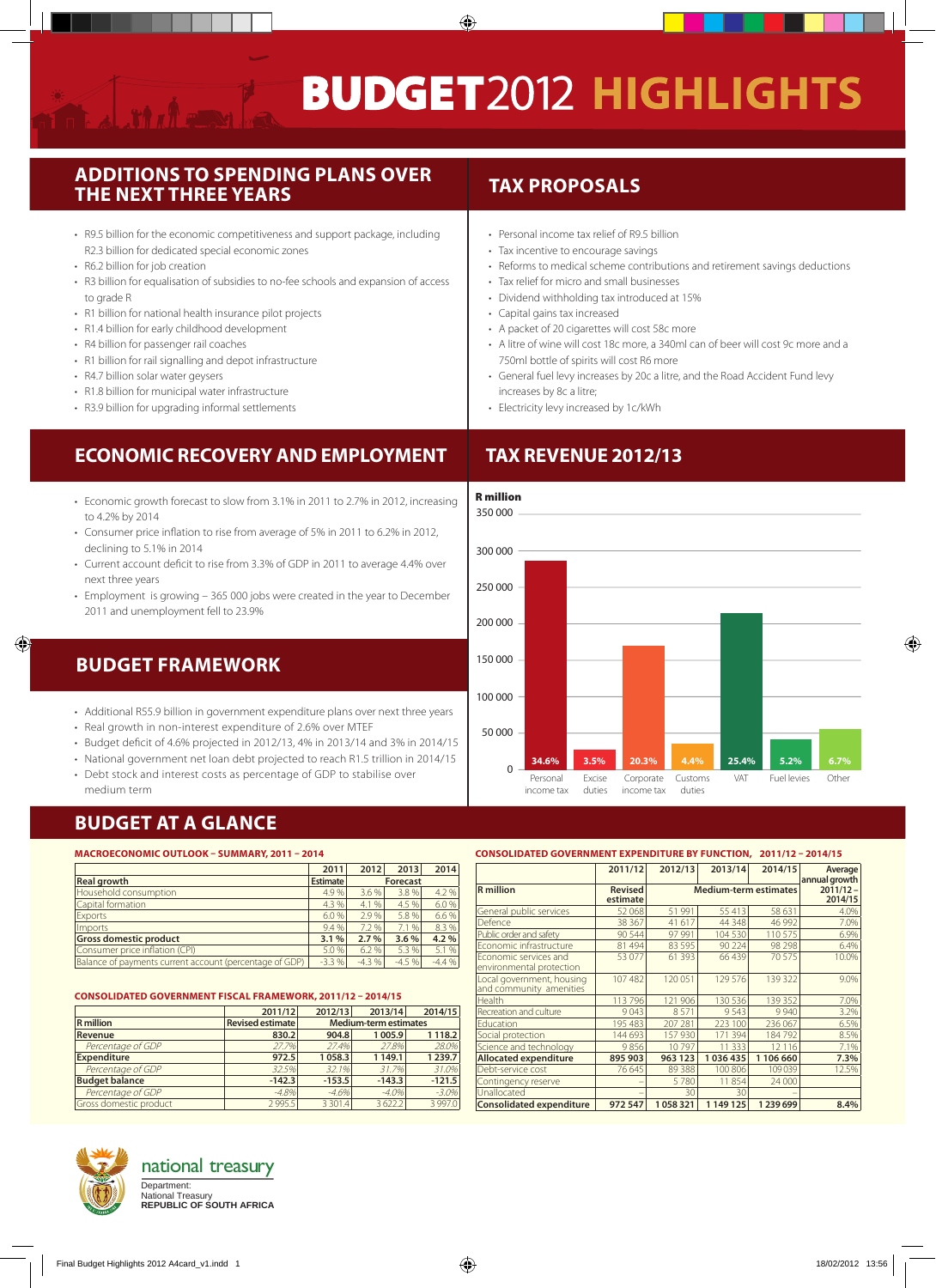# BUDGET2012 HIGHLIGHTS

## ADDITIONS TO SPENDING PLANS OVER THE NEXT THREE YEARS

- R9.5 billion for the economic competitiveness and support package, including R2.3 billion for dedicated special economic zones
- R6.2 billion for job creation
- R3 billion for equalisation of subsidies to no-fee schools and expansion of access to grade R
- R1 billion for national health insurance pilot projects
- R1.4 billion for early childhood development
- R4 billion for passenger rail coaches
- R1 billion for rail signalling and depot infrastructure
- R4.7 billion solar water geysers
- R1.8 billion for municipal water infrastructure
- R3.9 billion for upgrading informal settlements

## TAX PROPOSALS

- Personal income tax relief of R9.5 billion
- Tax incentive to encourage savings
- Reforms to medical scheme contributions and retirement savings deductions
- Tax relief for micro and small businesses
- Dividend withholding tax introduced at 15%
- Capital gains tax increased
- A packet of 20 cigarettes will cost 58c more
- A litre of wine will cost 18c more, a 340ml can of beer will cost 9c more and a 750ml bottle of spirits will cost R6 more
- General fuel levy increases by 20c a litre, and the Road Accident Fund levy increases by 8c a litre;
- Electricity levy increased by 1c/kWh

## ECONOMIC RECOVERY AND EMPLOYMENT

- Economic growth forecast to slow from 3.1% in 2011 to 2.7% in 2012, increasing to 4.2% by 2014
- Consumer price inflation to rise from average of 5% in 2011 to 6.2% in 2012, declining to 5.1% in 2014
- Current account deficit to rise from 3.3% of GDP in 2011 to average 4.4% over next three years
- Employment is growing – 365 000 jobs were created in the year to December 2011 and unemployment fell to 23.9%

## TAX REVENUE 2012/13

R million

| Category | Share |
|---|---|
| Personal income tax | 34.6% |
| Excise duties | 3.5% |
| Corporate income tax | 20.3% |
| Customs duties | 4.4% |
| VAT | 25.4% |
| Fuel levies | 5.2% |
| Other | 6.7% |

## BUDGET FRAMEWORK

- Additional R55.9 billion in government expenditure plans over next three years
- Real growth in non-interest expenditure of 2.6% over MTEF
- Budget deficit of 4.6% projected in 2012/13, 4% in 2013/14 and 3% in 2014/15
- National government net loan debt projected to reach R1.5 trillion in 2014/15
- Debt stock and interest costs as percentage of GDP to stabilise over medium term

## BUDGET AT A GLANCE

### MACROECONOMIC OUTLOOK – SUMMARY, 2011 – 2014

| | 2011 | 2012 | 2013 | 2014 |
|---|---|---|---|---|
| **Real growth** | **Estimate** | **Forecast** | | |
| Household consumption | 4.9 % | 3.6 % | 3.8 % | 4.2 % |
| Capital formation | 4.3 % | 4.1 % | 4.5 % | 6.0 % |
| Exports | 6.0 % | 2.9 % | 5.8 % | 6.6 % |
| Imports | 9.4 % | 7.2 % | 7.1 % | 8.3 % |
| **Gross domestic product** | **3.1 %** | **2.7 %** | **3.6 %** | **4.2 %** |
| Consumer price inflation (CPI) | 5.0 % | 6.2 % | 5.3 % | 5.1 % |
| Balance of payments current account (percentage of GDP) | -3.3 % | -4.3 % | -4.5 % | -4.4 % |

### CONSOLIDATED GOVERNMENT FISCAL FRAMEWORK, 2011/12 – 2014/15

| | 2011/12 | 2012/13 | 2013/14 | 2014/15 |
|---|---|---|---|---|
| **R million** | **Revised estimate** | **Medium-term estimates** | | |
| **Revenue** | **830.2** | **904.8** | **1 005.9** | **1 118.2** |
| *Percentage of GDP* | *27.7%* | *27.4%* | *27.8%* | *28.0%* |
| **Expenditure** | **972.5** | **1 058.3** | **1 149.1** | **1 239.7** |
| *Percentage of GDP* | *32.5%* | *32.1%* | *31.7%* | *31.0%* |
| **Budget balance** | **-142.3** | **-153.5** | **-143.3** | **-121.5** |
| *Percentage of GDP* | *-4.8%* | *-4.6%* | *-4.0%* | *-3.0%* |
| Gross domestic product | 2 995.5 | 3 301.4 | 3 622.2 | 3 997.0 |

### CONSOLIDATED GOVERNMENT EXPENDITURE BY FUNCTION, 2011/12 – 2014/15

| | 2011/12 | 2012/13 | 2013/14 | 2014/15 | Average annual growth |
|---|---|---|---|---|---|
| **R million** | **Revised estimate** | **Medium-term estimates** | | | **2011/12 – 2014/15** |
| General public services | 52 068 | 51 991 | 55 413 | 58 631 | 4.0% |
| Defence | 38 367 | 41 617 | 44 348 | 46 992 | 7.0% |
| Public order and safety | 90 544 | 97 991 | 104 530 | 110 575 | 6.9% |
| Economic infrastructure | 81 494 | 83 595 | 90 224 | 98 298 | 6.4% |
| Economic services and environmental protection | 53 077 | 61 393 | 66 439 | 70 575 | 10.0% |
| Local government, housing and community amenities | 107 482 | 120 051 | 129 576 | 139 322 | 9.0% |
| Health | 113 796 | 121 906 | 130 536 | 139 352 | 7.0% |
| Recreation and culture | 9 043 | 8 571 | 9 543 | 9 940 | 3.2% |
| Education | 195 483 | 207 281 | 223 100 | 236 067 | 6.5% |
| Social protection | 144 693 | 157 930 | 171 394 | 184 792 | 8.5% |
| Science and technology | 9 856 | 10 797 | 11 333 | 12 116 | 7.1% |
| **Allocated expenditure** | **895 903** | **963 123** | **1 036 435** | **1 106 660** | **7.3%** |
| Debt-service cost | 76 645 | 89 388 | 100 806 | 109 039 | 12.5% |
| Contingency reserve | – | 5 780 | 11 854 | 24 000 | |
| Unallocated | – | 30 | 30 | – | |
| **Consolidated expenditure** | **972 547** | **1 058 321** | **1 149 125** | **1 239 699** | **8.4%** |

national treasury
Department:
National Treasury
**REPUBLIC OF SOUTH AFRICA**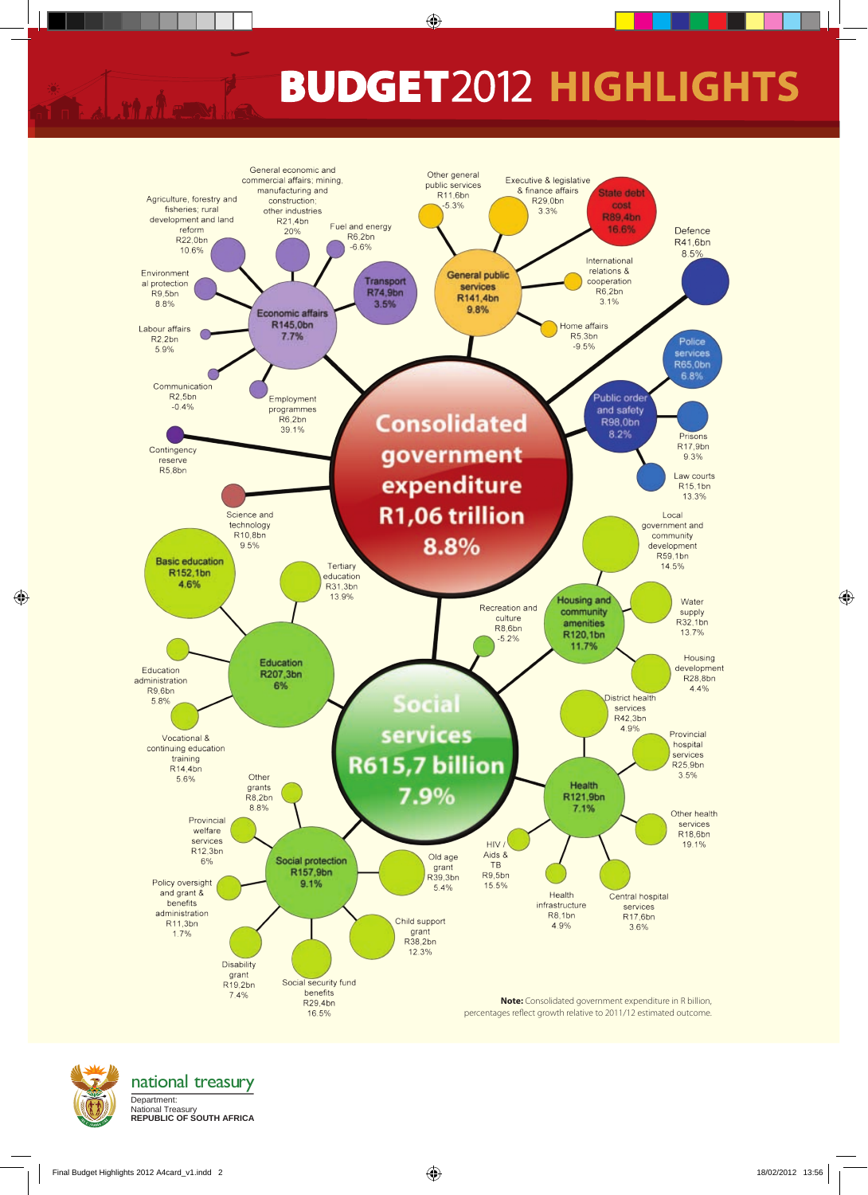# BUDGET2012 HIGHLIGHTS

Consolidated government expenditure R1,06 trillion 8.8%

Economic affairs R145,0bn 7.7%

General economic and commercial affairs; mining, manufacturing and construction; other industries R21,4bn 20%

Agriculture, forestry and fisheries; rural development and land reform R22,0bn 10.6%

Fuel and energy R6,2bn -6.6%

Transport R74,9bn 3.5%

Environment al protection R9,5bn 8.8%

Labour affairs R2,2bn 5.9%

Communication R2,5bn -0.4%

Employment programmes R6,2bn 39.1%

General public services R141,4bn 9.8%

Other general public services R11,6bn -5.3%

Executive & legislative & finance affairs R29,0bn 3.3%

State debt cost R89,4bn 16.6%

International relations & cooperation R6,2bn 3.1%

Home affairs R5,3bn -9.5%

Defence R41,6bn 8.5%

Public order and safety R98,0bn 8.2%

Police services R65,0bn 6.8%

Prisons R17,9bn 9.3%

Law courts R15,1bn 13.3%

Contingency reserve R5.8bn

Science and technology R10,8bn 9.5%

Social services R615,7 billion 7.9%

Education R207,3bn 6%

Basic education R152,1bn 4.6%

Tertiary education R31,3bn 13.9%

Education administration R9,6bn 5.8%

Vocational & continuing education training R14,4bn 5.6%

Housing and community amenities R120,1bn 11.7%

Local government and community development R59,1bn 14.5%

Recreation and culture R8,6bn -5.2%

Water supply R32,1bn 13.7%

Housing development R28,8bn 4.4%

Health R121,9bn 7.1%

District health services R42,3bn 4.9%

Provincial hospital services R25,9bn 3.5%

Other health services R18,6bn 19.1%

HIV / Aids & TB R9,5bn 15.5%

Health infrastructure R8,1bn 4.9%

Central hospital services R17,6bn 3.6%

Social protection R157,9bn 9.1%

Other grants R8,2bn 8.8%

Provincial welfare services R12,3bn 6%

Policy oversight and grant & benefits administration R11,3bn 1.7%

Disability grant R19,2bn 7.4%

Social security fund benefits R29,4bn 16.5%

Child support grant R38,2bn 12.3%

Old age grant R39,3bn 5.4%

**Note:** Consolidated government expenditure in R billion, percentages reflect growth relative to 2011/12 estimated outcome.

national treasury

Department:
National Treasury
**REPUBLIC OF SOUTH AFRICA**